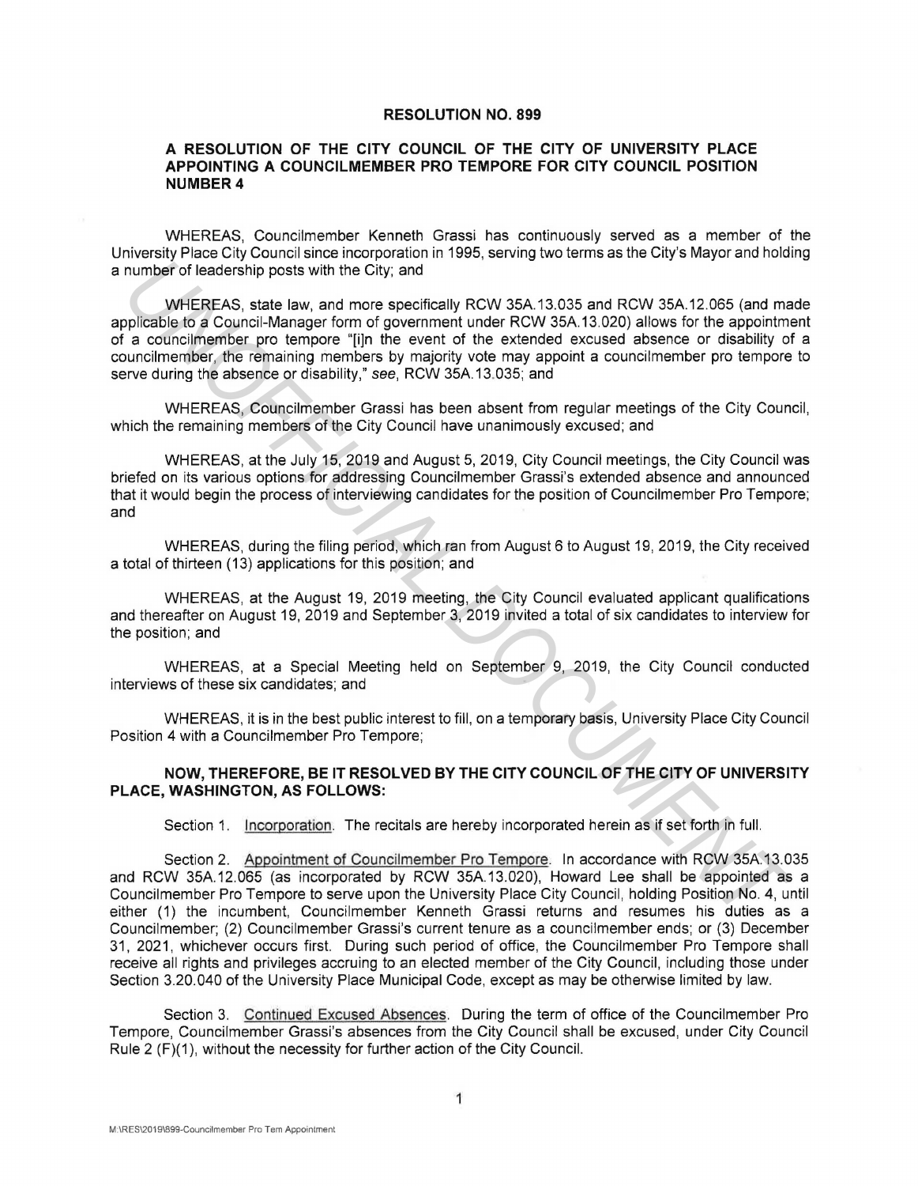# RESOLUTION NO. 899

## A RESOLUTION OF THE CITY COUNCIL OF THE CITY OF UNIVERSITY PLACE APPOINTING A COUNCILMEMBER PRO TEMPORE FOR CITY COUNCIL POSITION NUMBER 4

WHEREAS, Councilmember Kenneth Grassi has continuously served as a member of the University Place City Council since incorporation in 1995, serving two terms as the City's Mayor and holding a number of leadership posts with the City; and

WHEREAS, state law, and more specifically RCW 35A.13.035 and RCW 35A.12.065 (and made applicable to a Council-Manager form of government under RCW 35A.13.020) allows for the appointment of a councilmember pro tempore "[i]n the event of the extended excused absence or disability of a councilmember, the remaining members by majority vote may appoint a councilmember pro tempore to serve during the absence or disability," *see*, RCW 35A.13.035; and

WHEREAS, Councilmember Grassi has been absent from regular meetings of the City Council, which the remaining members of the City Council have unanimously excused; and

WHEREAS, at the July 15, 2019 and August 5, 2019, City Council meetings, the City Council was briefed on its various options for addressing Councilmember Grassi's extended absence and announced that it would begin the process of interviewing candidates for the position of Councilmember Pro Tempore; and

WHEREAS, during the filing period, which ran from August 6 to August 19, 2019, the City received a total of thirteen (13) applications for this position; and

WHEREAS, at the August 19, 2019 meeting, the City Council evaluated applicant qualifications and thereafter on August 19, 2019 and September 3, 2019 invited a total of six candidates to interview for the position; and

WHEREAS, at a Special Meeting held on September 9, 2019, the City Council conducted interviews of these six candidates; and

WHEREAS, it is in the best public interest to fill, on a temporary basis, University Place City Council Position 4 with a Councilmember Pro Tempore;

**NOW, THEREFORE, BE IT RESOLVED BY THE CITY COUNCIL OF THE CITY OF UNIVERSITY PLACE, WASHINGTON, AS FOLLOWS:**

Section 1. Incorporation. The recitals are hereby incorporated herein as if set forth in full.

Section 2. Appointment of Councilmember Pro Tempore. In accordance with RCW 35A.13.035 and RCW 35A.12.065 (as incorporated by RCW 35A.13.020), Howard Lee shall be appointed as a Councilmember Pro Tempore to serve upon the University Place City Council, holding Position No. 4, until either (1) the incumbent, Councilmember Kenneth Grassi returns and resumes his duties as a Councilmember; (2) Councilmember Grassi's current tenure as a councilmember ends; or (3) December 31, 2021, whichever occurs first. During such period of office, the Councilmember Pro Tempore shall receive all rights and privileges accruing to an elected member of the City Council, including those under Section 3.20.040 of the University Place Municipal Code, except as may be otherwise limited by law.

Section 3. Continued Excused Absences. During the term of office of the Councilmember Pro Tempore, Councilmember Grassi's absences from the City Council shall be excused, under City Council Rule 2 (F)(1), without the necessity for further action of the City Council.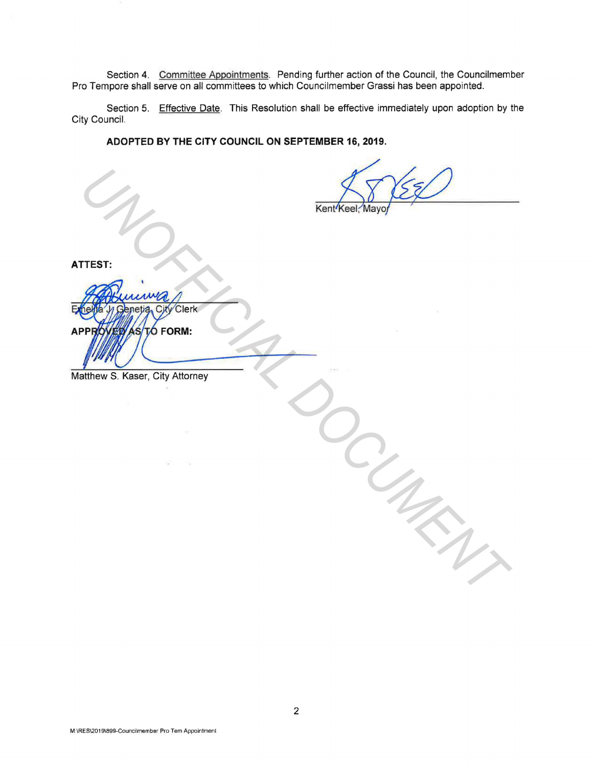Section 4. Committee Appointments. Pending further action of the Council, the Councilmember Pro Tempore shall serve on all committees to which Councilmember Grassi has been appointed.

Section 5. Effective Date. This Resolution shall be effective immediately upon adoption by the City Council.

**ADOPTED BY THE CITY COUNCIL ON SEPTEMBER 16, 2019.**

Kent Keel, Mayor

**ATTEST:**

Ernelia J. Genetia, City Clerk

**APPROVED AS TO FORM:**

Matthew S. Kaser, City Attorney

M:\RES\2019\899-Councilmember Pro Tem Appointment